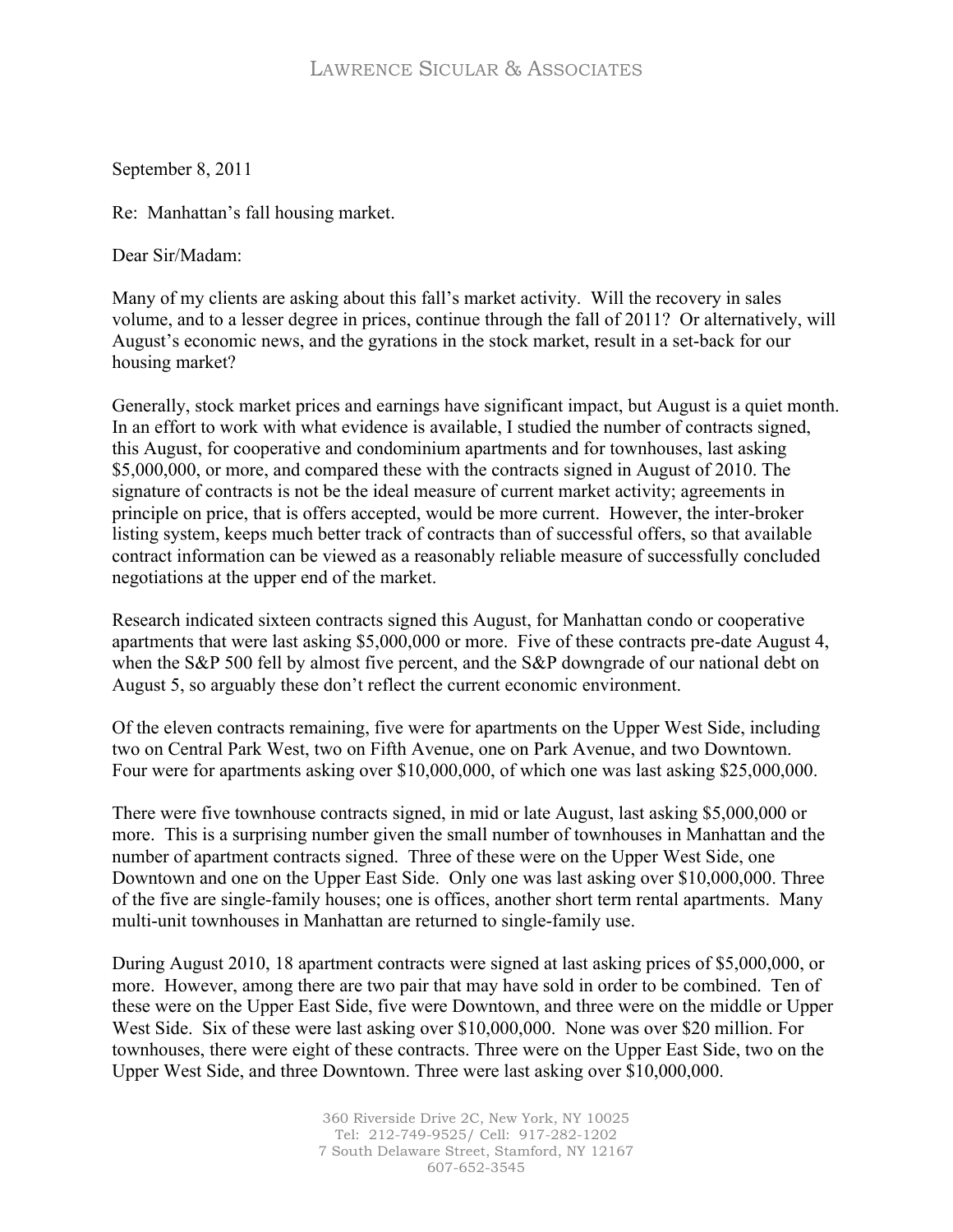LAWRENCE SICULAR & ASSOCIATES

September 8, 2011

Re: Manhattan's fall housing market.

Dear Sir/Madam:

Many of my clients are asking about this fall's market activity. Will the recovery in sales volume, and to a lesser degree in prices, continue through the fall of 2011? Or alternatively, will August's economic news, and the gyrations in the stock market, result in a set-back for our housing market?

Generally, stock market prices and earnings have significant impact, but August is a quiet month. In an effort to work with what evidence is available, I studied the number of contracts signed, this August, for cooperative and condominium apartments and for townhouses, last asking $5,000,000, or more, and compared these with the contracts signed in August of 2010. The signature of contracts is not be the ideal measure of current market activity; agreements in principle on price, that is offers accepted, would be more current. However, the inter-broker listing system, keeps much better track of contracts than of successful offers, so that available contract information can be viewed as a reasonably reliable measure of successfully concluded negotiations at the upper end of the market.

Research indicated sixteen contracts signed this August, for Manhattan condo or cooperative apartments that were last asking $5,000,000 or more. Five of these contracts pre-date August 4, when the S&P 500 fell by almost five percent, and the S&P downgrade of our national debt on August 5, so arguably these don't reflect the current economic environment.

Of the eleven contracts remaining, five were for apartments on the Upper West Side, including two on Central Park West, two on Fifth Avenue, one on Park Avenue, and two Downtown. Four were for apartments asking over $10,000,000, of which one was last asking $25,000,000.

There were five townhouse contracts signed, in mid or late August, last asking $5,000,000 or more. This is a surprising number given the small number of townhouses in Manhattan and the number of apartment contracts signed. Three of these were on the Upper West Side, one Downtown and one on the Upper East Side. Only one was last asking over $10,000,000. Three of the five are single-family houses; one is offices, another short term rental apartments. Many multi-unit townhouses in Manhattan are returned to single-family use.

During August 2010, 18 apartment contracts were signed at last asking prices of $5,000,000, or more. However, among there are two pair that may have sold in order to be combined. Ten of these were on the Upper East Side, five were Downtown, and three were on the middle or Upper West Side. Six of these were last asking over $10,000,000. None was over $20 million. For townhouses, there were eight of these contracts. Three were on the Upper East Side, two on the Upper West Side, and three Downtown. Three were last asking over $10,000,000.

360 Riverside Drive 2C, New York, NY 10025
Tel: 212-749-9525/ Cell: 917-282-1202
7 South Delaware Street, Stamford, NY 12167
607-652-3545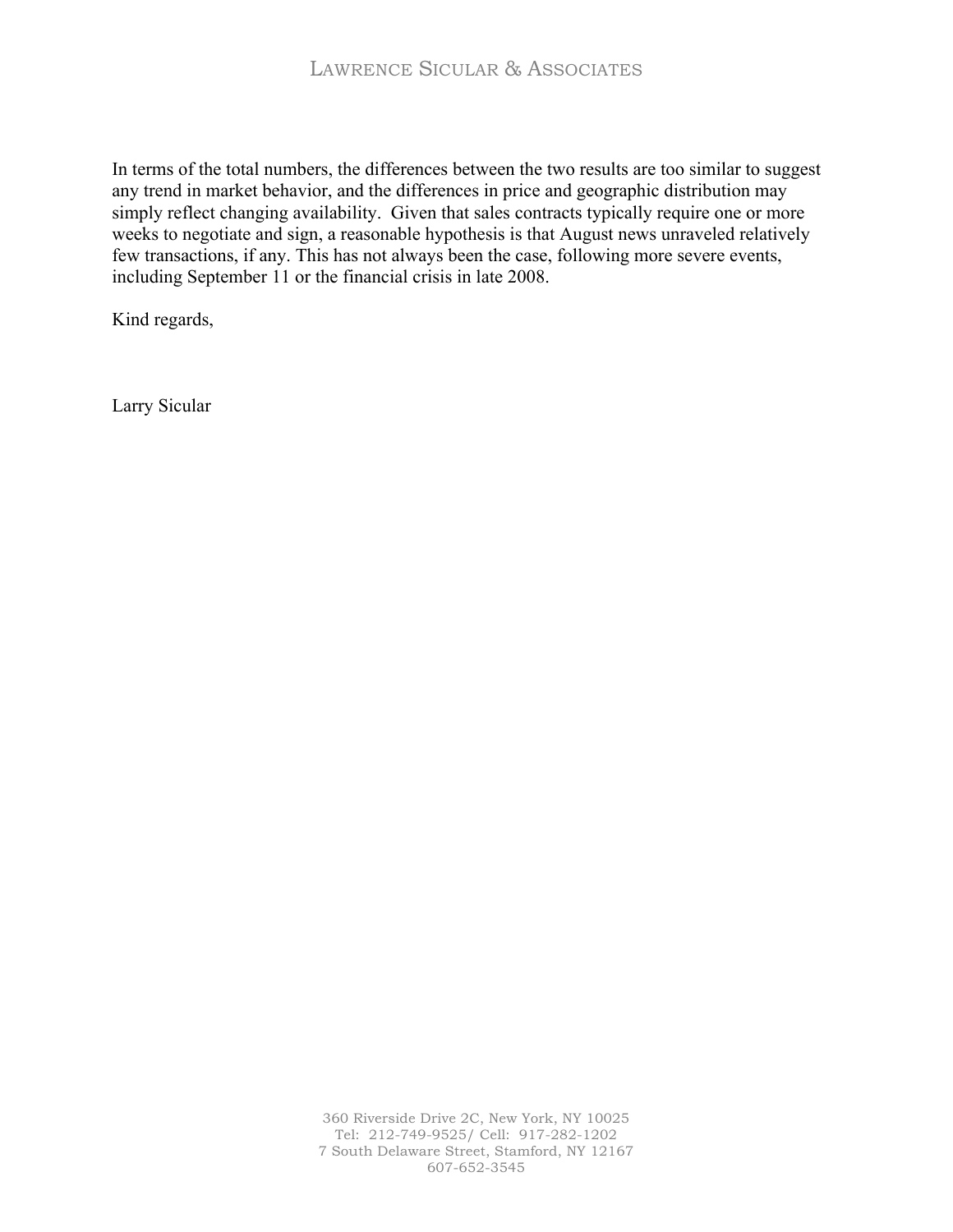In terms of the total numbers, the differences between the two results are too similar to suggest any trend in market behavior, and the differences in price and geographic distribution may simply reflect changing availability.  Given that sales contracts typically require one or more weeks to negotiate and sign, a reasonable hypothesis is that August news unraveled relatively few transactions, if any. This has not always been the case, following more severe events, including September 11 or the financial crisis in late 2008.

Kind regards,

Larry Sicular